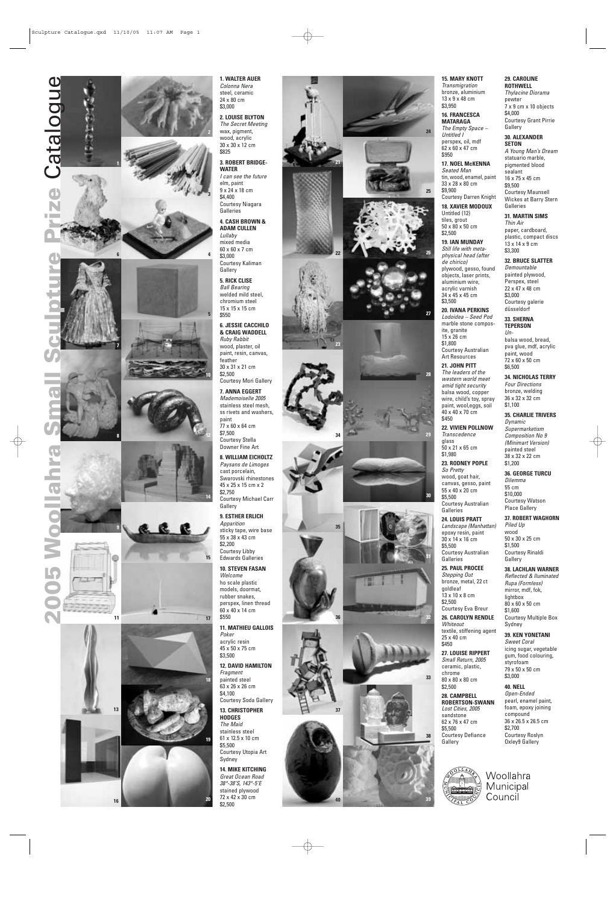# 2005 Woollahra Small Sculpture Prize Catalogue

**1. WALTER AUER**
*Colonna Nera*
steel, ceramic
24 x 80 cm
$3,000

**2. LOUISE BLYTON**
*The Secret Meeting*
wax, pigment, wood, acrylic
30 x 30 x 12 cm
$825

**3. ROBERT BRIDGE-WATER**
*I can see the future*
elm, paint
9 x 24 x 18 cm
$4,400
Courtesy Niagara Galleries

**4. CASH BROWN & ADAM CULLEN**
*Lullaby*
mixed media
60 x 60 x 7 cm
$3,000
Courtesy Kaliman Gallery

**5. RICK CLISE**
*Ball Bearing*
welded mild steel, chromium steel
15 x 15 x 15 cm
$550

**6. JESSIE CACCHILO & CRAIG WADDELL**
*Ruby Rabbit*
wood, plaster, oil paint, resin, canvas, feather
30 x 31 x 21 cm
$2,500
Courtesy Mori Gallery

**7. ANNA EGGERT**
*Mademoiselle 2005*
stainless steel mesh, ss rivets and washers, paint
77 x 60 x 64 cm
$7,500
Courtesy Stella Downer Fine Art

**8. WILLIAM EICHOLTZ**
*Paysans de Limoges*
cast porcelain, Swarovski rhinestones
45 x 25 x 15 cm x 2
$2,750
Courtesy Michael Carr Gallery

**9. ESTHER ERLICH**
*Apparition*
sticky tape, wire base
55 x 38 x 43 cm
$2,200
Courtesy Libby Edwards Galleries

**10. STEVEN FASAN**
*Welcome*
ho scale plastic models, doormat, rubber snakes, perspex, linen thread
60 x 40 x 14 cm
$550

**11. MATHIEU GALLOIS**
*Poker*
acrylic resin
45 x 50 x 75 cm
$3,500

**12. DAVID HAMILTON**
*Fragment*
painted steel
63 x 26 x 26 cm
$4,100
Courtesy Soda Gallery

**13. CHRISTOPHER HODGES**
*The Maid*
stainless steel
61 x 12.5 x 10 cm
$5,500
Courtesy Utopia Art Sydney

**14. MIKE KITCHING**
*Great Ocean Road 38°-38'S, 143°-5'E*
stained plywood
72 x 42 x 30 cm
$2,500

**15. MARY KNOTT**
*Transmigration*
bronze, aluminium
13 x 9 x 48 cm
$3,950

**16. FRANCESCA MATARAGA**
*The Empty Space – Untitled I*
perspex, oil, mdf
62 x 60 x 47 cm
$950

**17. NOEL McKENNA**
*Seated Man*
tin, wood, enamel, paint
33 x 28 x 80 cm
$9,900
Courtesy Darren Knight

**18. XAVIER MODOUX**
Untitled (12)
tiles, grout
50 x 80 x 50 cm
$2,500

**19. IAN MUNDAY**
*Still life with meta-physical head (after de chirico)*
plywood, gesso, found objects, laser prints, aluminium wire, acrylic varnish
34 x 45 x 45 cm
$3,500

**20. IVANA PERKINS**
*Lodoidea – Seed Pod*
marble stone composite, granite
15 x 26 cm
$1,800
Courtesy Australian Art Resources

**21. JOHN PITT**
*The leaders of the western world meet amid tight security*
balsa wood, copper wire, child's toy, spray paint, wool,eggs, soil
40 x 40 x 70 cm
$450

**22. VIVIEN POLLNOW**
*Transcedence*
glass
50 x 21 x 65 cm
$1,980

**23. RODNEY POPLE**
*So Pretty*
wood, goat hair, canvas, gesso, paint
55 x 40 x 20 cm
$5,500
Courtesy Australian Galleries

**24. LOUIS PRATT**
*Landscape (Manhattan)*
epoxy resin, paint
30 x 14 x 16 cm
$5,500
Courtesy Australian Galleries

**25. PAUL PROCEE**
*Stepping Out*
bronze, metal, 22 ct goldleaf
13 x 10 x 8 cm
$2,500
Courtesy Eva Breur

**26. CAROLYN RENDLE**
*Whiteout*
textile, stiffening agent
25 x 40 cm
$450

**27. LOUISE RIPPERT**
*Small Return, 2005*
ceramic, plastic, chrome
80 x 80 x 80 cm
$2,500

**28. CAMPBELL ROBERTSON-SWANN**
*Lost Cities, 2005*
sandstone
62 x 76 x 47 cm
$5,500
Courtesy Defiance Gallery

**29. CAROLINE ROTHWELL**
*Thylacine Diorama*
pewter
7 x 9 cm x 10 objects
$4,000
Courtesy Grant Pirrie Gallery

**30. ALEXANDER SETON**
*A Young Man's Dream*
statuario marble, pigmented blood sealant
16 x 75 x 45 cm
$9,500
Courtesy Maunsell Wickes at Barry Stern Galleries

**31. MARTIN SIMS**
*Thin Air*
paper, cardboard, plastic, compact discs
13 x 14 x 9 cm
$3,300

**32. BRUCE SLATTER**
*Demountable*
painted plywood, Perspex, steel
22 x 47 x 48 cm
$3,000
Courtesy galerie düsseldorf

**33. SHERNA TEPERSON**
*Un-*
balsa wood, bread, pva glue, mdf, acrylic paint, wood
72 x 60 x 50 cm
$6,500

**34. NICHOLAS TERRY**
*Four Directions*
bronze, welding
36 x 32 x 32 cm
$1,100

**35. CHARLIE TRIVERS**
*Dynamic Supermarketism Composition No 9 (Minimart Version)*
painted steel
38 x 32 x 22 cm
$1,200

**36. GEORGE TURCU**
*Dilemma*
55 cm
$10,000
Courtesy Watson Place Gallery

**37. ROBERT WAGHORN**
*Piled Up*
wood
50 x 30 x 25 cm
$1,500
Courtesy Rinaldi Gallery

**38. LACHLAN WARNER**
*Reflected & Iluminated Rupa (Formless)*
mirror, mdf, fok, lightbox
80 x 60 x 50 cm
$1,600
Courtesy Multiple Box Sydney

**39. KEN YONETANI**
*Sweet Coral*
icing sugar, vegetable gum, food colouring, styrofoam
79 x 50 x 50 cm
$3,000

**40. NELL**
*Open-Ended*
pearl, enamel paint, foam, epoxy joining compound
36 x 26.5 x 26.5 cm
$2,700
Courtesy Roslyn Oxley9 Gallery

Woollahra Municipal Council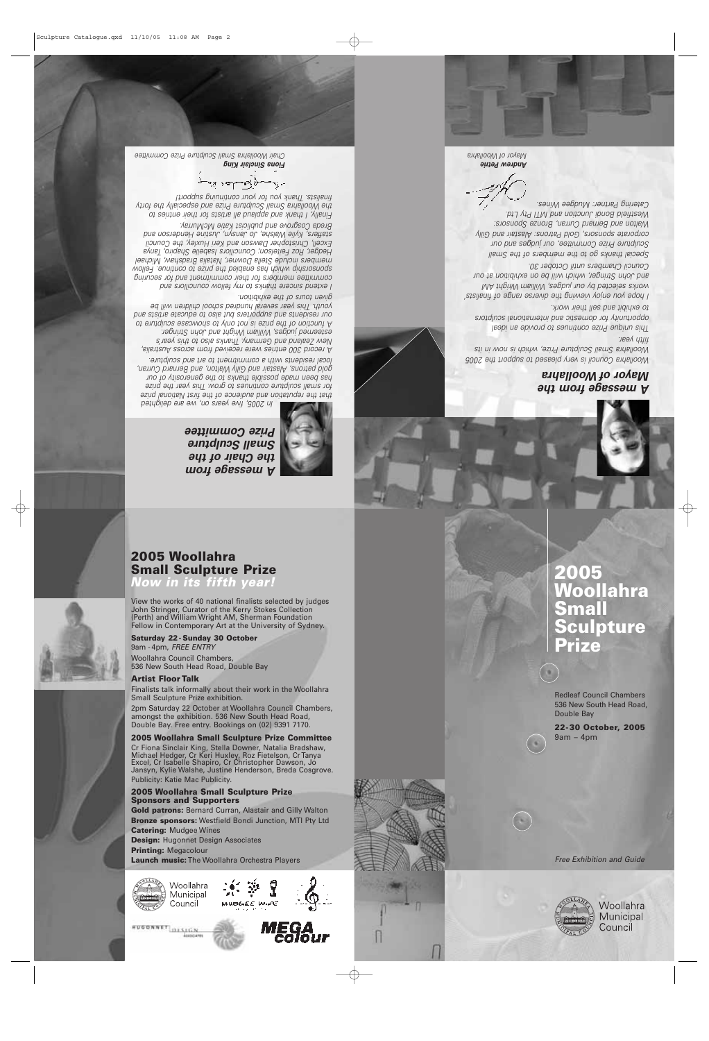## A message from the Mayor of Woollahra

Woollahra Council is very pleased to support the 2005 Woollahra Small Sculpture Prize, which is now in its fifth year.

This unique Prize continues to provide an ideal opportunity for domestic and international sculptors to exhibit and sell their work.

I hope you enjoy viewing the diverse range of finalists' works selected by our judges, William Wright AM and John Stringer, which will be on exhibition at our Council Chambers until October 30.

Special thanks go to the members of the Small Sculpture Prize Committee, our judges and our corporate sponsors. Gold Patrons: Alastair and Gilly Walton and Bernard Curran, Bronze Sponsors: Westfield Bondi Junction and MTI Pty Ltd. Catering Partner: Mudgee Wines.

**Andrew Petrie**
*Mayor of Woollahra*

## A message from the Chair of the Small Sculpture Prize Committee

In 2005, five years on, we are delighted that the reputation and audience of the first National prize for small sculpture continues to grow. This year the prize has been made possible thanks to the generosity of our gold patrons, Alastair and Gilly Walton, and Bernard Curran, local residents with a commitment to art and sculpture.

A record 300 entries were received from across Australia, New Zealand and Germany. Thanks also to this year's esteemed judges, William Wright and John Stringer.

A function of the prize is not only to showcase sculpture to our residents and supporters but also to educate artists and youth. This year several hundred school children will be given tours of the exhibition.

I extend sincere thanks to my fellow councillors and committee members for their commitment and for securing sponsorship which has enabled the prize to continue. Fellow members include Stella Downer, Natalia Bradshaw, Michael Hedger, Roz Fietelson; Councillors Isabelle Shapiro, Tanya Excell, Christopher Dawson and Keri Huxley, the Council staffers, Kylie Walshe, Jo Jansyn, Justine Henderson and Breda Cosgrove and publicist Katie McMurray.

Finally, I thank and applaud all artists for their entries to the Woollahra Small Sculpture Prize and especially the forty finalists. Thank you for your continuing support!

**Fiona Sinclair King**
*Chair Woollahra Small Sculpture Prize Committee*

## 2005 Woollahra Small Sculpture Prize
### *Now in its fifth year!*

View the works of 40 national finalists selected by judges John Stringer, Curator of the Kerry Stokes Collection (Perth) and William Wright AM, Sherman Foundation Fellow in Contemporary Art at the University of Sydney.

**Saturday 22 - Sunday 30 October**
9am - 4pm, *FREE ENTRY*

Woollahra Council Chambers,
536 New South Head Road, Double Bay

### Artist Floor Talk

Finalists talk informally about their work in the Woollahra Small Sculpture Prize exhibition.

2pm Saturday 22 October at Woollahra Council Chambers, amongst the exhibition. 536 New South Head Road, Double Bay. Free entry. Bookings on (02) 9391 7170.

### 2005 Woollahra Small Sculpture Prize Committee

Cr Fiona Sinclair King, Stella Downer, Natalia Bradshaw, Michael Hedger, Cr Keri Huxley, Roz Fietelson, Cr Tanya Excel, Cr Isabelle Shapiro, Cr Christopher Dawson, Jo Jansyn, Kylie Walshe, Justine Henderson, Breda Cosgrove. Publicity: Katie Mac Publicity.

### 2005 Woollahra Small Sculpture Prize Sponsors and Supporters

**Gold patrons:** Bernard Curran, Alastair and Gilly Walton
**Bronze sponsors:** Westfield Bondi Junction, MTI Pty Ltd
**Catering:** Mudgee Wines
**Design:** Hugonnet Design Associates
**Printing:** Megacolour
**Launch music:** The Woollahra Orchestra Players

Woollahra Municipal Council

MUDGEE WINE

HUGONNET DESIGN ASSOCIATES

MEGA colour

# 2005 Woollahra Small Sculpture Prize

Redleaf Council Chambers
536 New South Head Road,
Double Bay

**22-30 October, 2005**
9am – 4pm

*Free Exhibition and Guide*

Woollahra Municipal Council